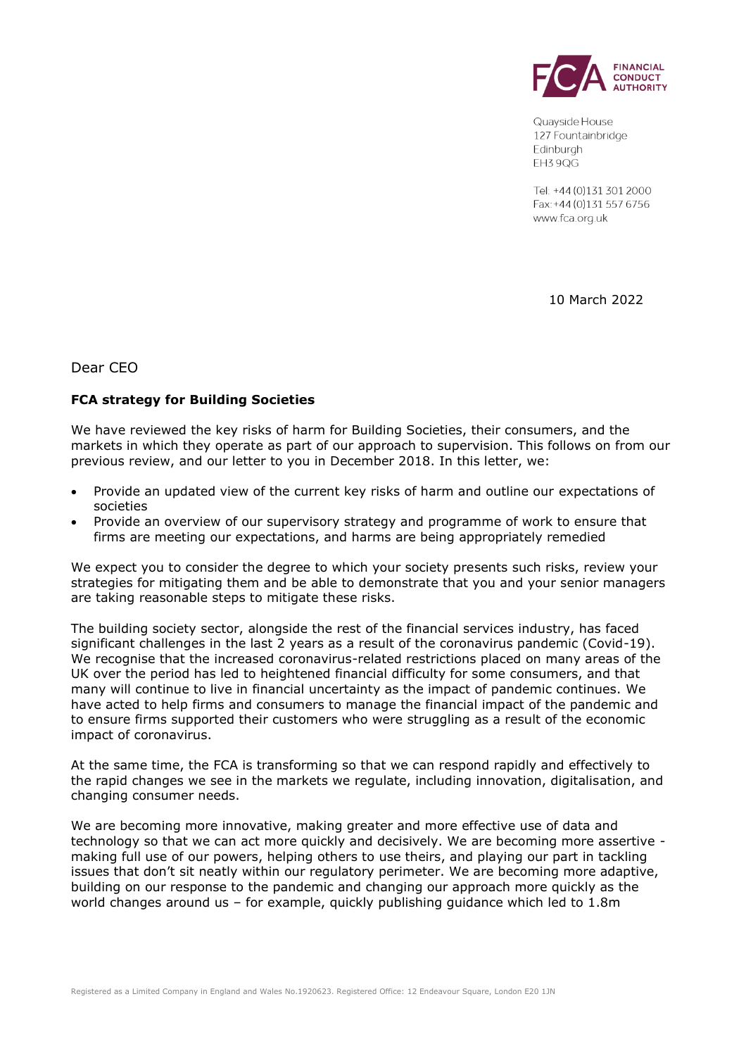Quayside House
127 Fountainbridge
Edinburgh
EH3 9QG

Tel: +44 (0)131 301 2000
Fax: +44 (0)131 557 6756
www.fca.org.uk

10 March 2022

Dear CEO

**FCA strategy for Building Societies**

We have reviewed the key risks of harm for Building Societies, their consumers, and the markets in which they operate as part of our approach to supervision. This follows on from our previous review, and our letter to you in December 2018. In this letter, we:

- Provide an updated view of the current key risks of harm and outline our expectations of societies
- Provide an overview of our supervisory strategy and programme of work to ensure that firms are meeting our expectations, and harms are being appropriately remedied

We expect you to consider the degree to which your society presents such risks, review your strategies for mitigating them and be able to demonstrate that you and your senior managers are taking reasonable steps to mitigate these risks.

The building society sector, alongside the rest of the financial services industry, has faced significant challenges in the last 2 years as a result of the coronavirus pandemic (Covid-19). We recognise that the increased coronavirus-related restrictions placed on many areas of the UK over the period has led to heightened financial difficulty for some consumers, and that many will continue to live in financial uncertainty as the impact of pandemic continues. We have acted to help firms and consumers to manage the financial impact of the pandemic and to ensure firms supported their customers who were struggling as a result of the economic impact of coronavirus.

At the same time, the FCA is transforming so that we can respond rapidly and effectively to the rapid changes we see in the markets we regulate, including innovation, digitalisation, and changing consumer needs.

We are becoming more innovative, making greater and more effective use of data and technology so that we can act more quickly and decisively. We are becoming more assertive - making full use of our powers, helping others to use theirs, and playing our part in tackling issues that don't sit neatly within our regulatory perimeter. We are becoming more adaptive, building on our response to the pandemic and changing our approach more quickly as the world changes around us – for example, quickly publishing guidance which led to 1.8m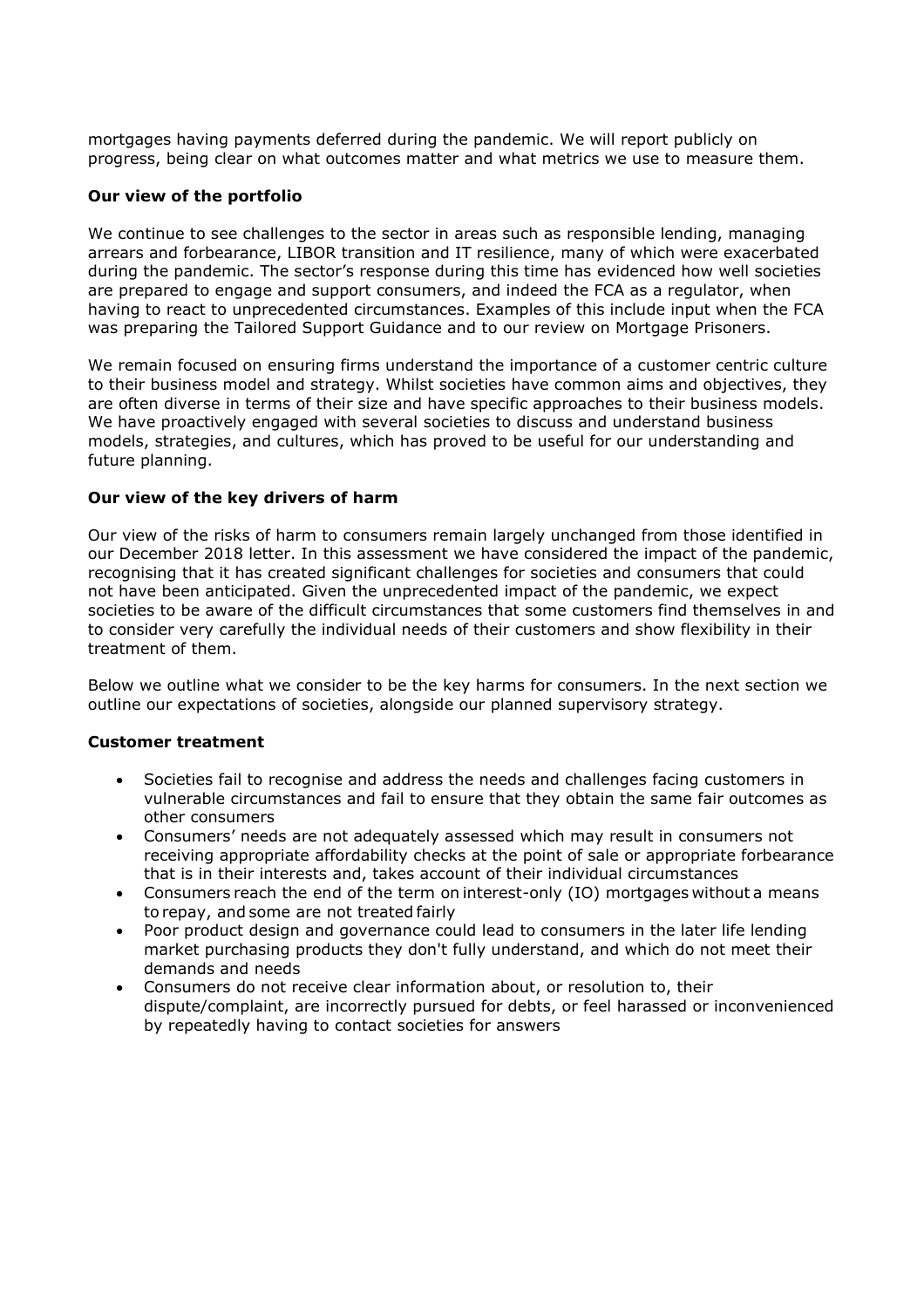mortgages having payments deferred during the pandemic. We will report publicly on progress, being clear on what outcomes matter and what metrics we use to measure them.

**Our view of the portfolio**

We continue to see challenges to the sector in areas such as responsible lending, managing arrears and forbearance, LIBOR transition and IT resilience, many of which were exacerbated during the pandemic. The sector's response during this time has evidenced how well societies are prepared to engage and support consumers, and indeed the FCA as a regulator, when having to react to unprecedented circumstances. Examples of this include input when the FCA was preparing the Tailored Support Guidance and to our review on Mortgage Prisoners.

We remain focused on ensuring firms understand the importance of a customer centric culture to their business model and strategy. Whilst societies have common aims and objectives, they are often diverse in terms of their size and have specific approaches to their business models. We have proactively engaged with several societies to discuss and understand business models, strategies, and cultures, which has proved to be useful for our understanding and future planning.

**Our view of the key drivers of harm**

Our view of the risks of harm to consumers remain largely unchanged from those identified in our December 2018 letter. In this assessment we have considered the impact of the pandemic, recognising that it has created significant challenges for societies and consumers that could not have been anticipated. Given the unprecedented impact of the pandemic, we expect societies to be aware of the difficult circumstances that some customers find themselves in and to consider very carefully the individual needs of their customers and show flexibility in their treatment of them.

Below we outline what we consider to be the key harms for consumers. In the next section we outline our expectations of societies, alongside our planned supervisory strategy.

**Customer treatment**

- Societies fail to recognise and address the needs and challenges facing customers in vulnerable circumstances and fail to ensure that they obtain the same fair outcomes as other consumers
- Consumers' needs are not adequately assessed which may result in consumers not receiving appropriate affordability checks at the point of sale or appropriate forbearance that is in their interests and, takes account of their individual circumstances
- Consumers reach the end of the term on interest-only (IO) mortgages without a means to repay, and some are not treated fairly
- Poor product design and governance could lead to consumers in the later life lending market purchasing products they don't fully understand, and which do not meet their demands and needs
- Consumers do not receive clear information about, or resolution to, their dispute/complaint, are incorrectly pursued for debts, or feel harassed or inconvenienced by repeatedly having to contact societies for answers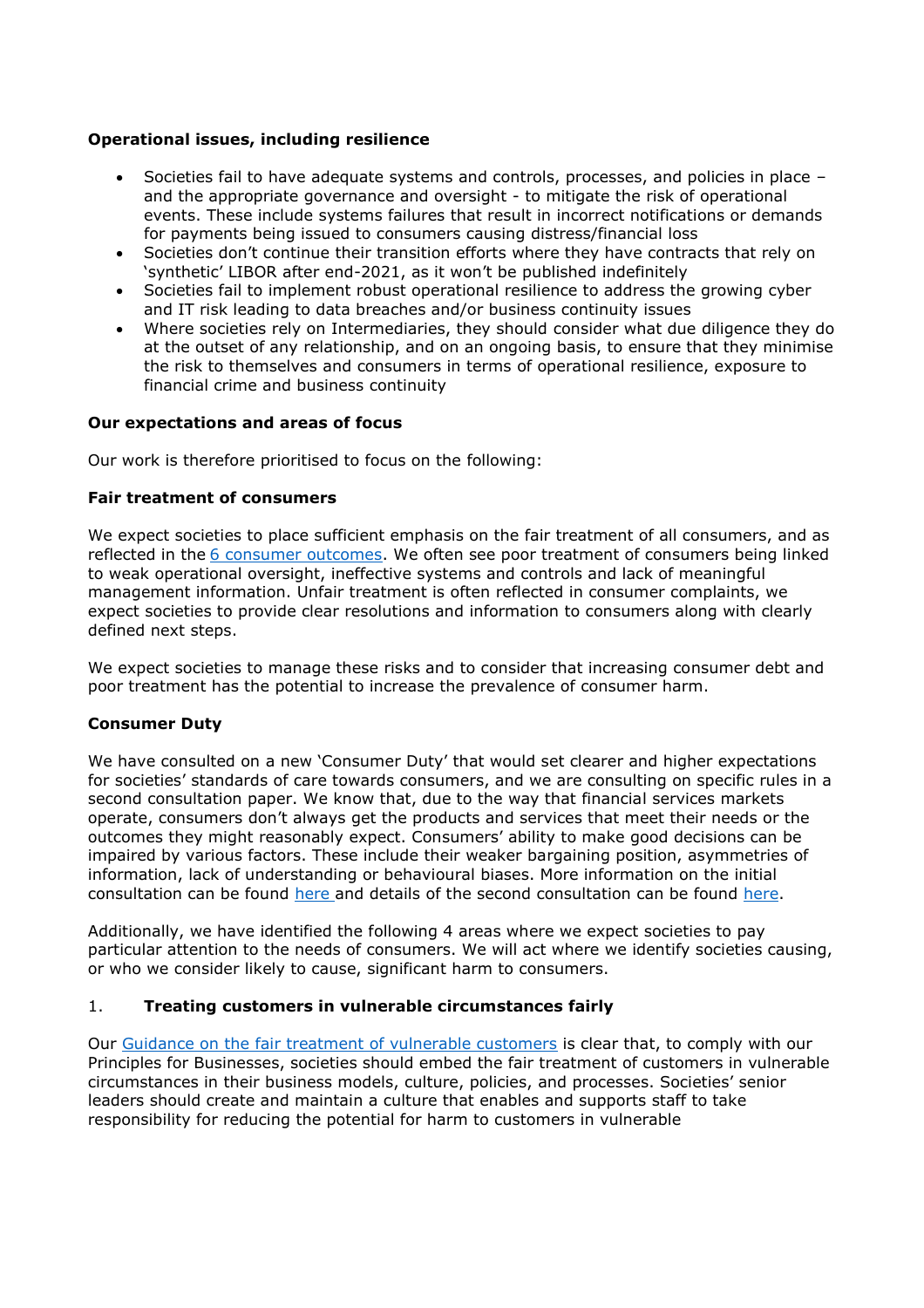**Operational issues, including resilience**

- Societies fail to have adequate systems and controls, processes, and policies in place – and the appropriate governance and oversight - to mitigate the risk of operational events. These include systems failures that result in incorrect notifications or demands for payments being issued to consumers causing distress/financial loss
- Societies don't continue their transition efforts where they have contracts that rely on 'synthetic' LIBOR after end-2021, as it won't be published indefinitely
- Societies fail to implement robust operational resilience to address the growing cyber and IT risk leading to data breaches and/or business continuity issues
- Where societies rely on Intermediaries, they should consider what due diligence they do at the outset of any relationship, and on an ongoing basis, to ensure that they minimise the risk to themselves and consumers in terms of operational resilience, exposure to financial crime and business continuity

**Our expectations and areas of focus**

Our work is therefore prioritised to focus on the following:

**Fair treatment of consumers**

We expect societies to place sufficient emphasis on the fair treatment of all consumers, and as reflected in the 6 consumer outcomes. We often see poor treatment of consumers being linked to weak operational oversight, ineffective systems and controls and lack of meaningful management information. Unfair treatment is often reflected in consumer complaints, we expect societies to provide clear resolutions and information to consumers along with clearly defined next steps.

We expect societies to manage these risks and to consider that increasing consumer debt and poor treatment has the potential to increase the prevalence of consumer harm.

**Consumer Duty**

We have consulted on a new 'Consumer Duty' that would set clearer and higher expectations for societies' standards of care towards consumers, and we are consulting on specific rules in a second consultation paper. We know that, due to the way that financial services markets operate, consumers don't always get the products and services that meet their needs or the outcomes they might reasonably expect. Consumers' ability to make good decisions can be impaired by various factors. These include their weaker bargaining position, asymmetries of information, lack of understanding or behavioural biases. More information on the initial consultation can be found here and details of the second consultation can be found here.

Additionally, we have identified the following 4 areas where we expect societies to pay particular attention to the needs of consumers. We will act where we identify societies causing, or who we consider likely to cause, significant harm to consumers.

1. **Treating customers in vulnerable circumstances fairly**

Our Guidance on the fair treatment of vulnerable customers is clear that, to comply with our Principles for Businesses, societies should embed the fair treatment of customers in vulnerable circumstances in their business models, culture, policies, and processes. Societies' senior leaders should create and maintain a culture that enables and supports staff to take responsibility for reducing the potential for harm to customers in vulnerable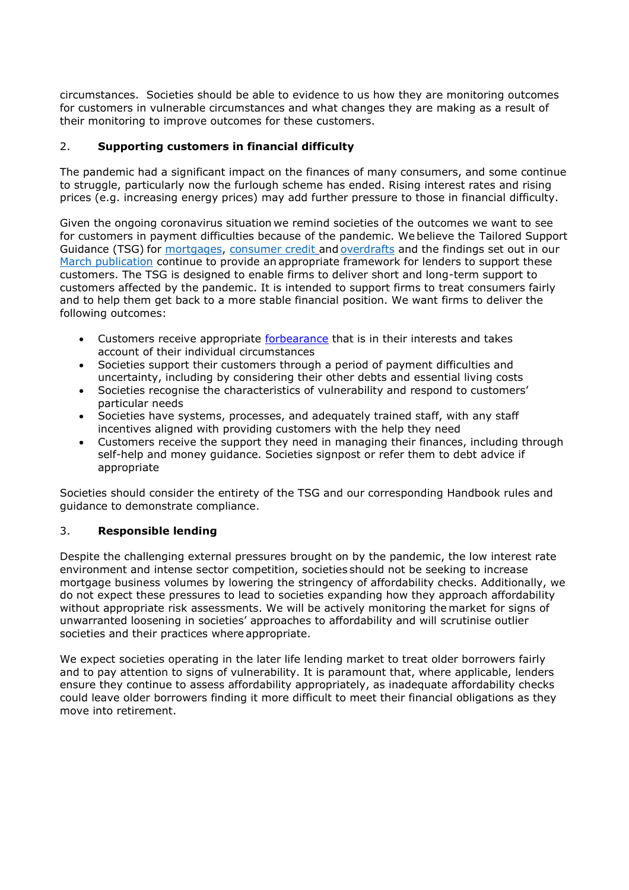circumstances. Societies should be able to evidence to us how they are monitoring outcomes for customers in vulnerable circumstances and what changes they are making as a result of their monitoring to improve outcomes for these customers.

## 2. **Supporting customers in financial difficulty**

The pandemic had a significant impact on the finances of many consumers, and some continue to struggle, particularly now the furlough scheme has ended. Rising interest rates and rising prices (e.g. increasing energy prices) may add further pressure to those in financial difficulty.

Given the ongoing coronavirus situation we remind societies of the outcomes we want to see for customers in payment difficulties because of the pandemic. We believe the Tailored Support Guidance (TSG) for mortgages, consumer credit and overdrafts and the findings set out in our March publication continue to provide an appropriate framework for lenders to support these customers. The TSG is designed to enable firms to deliver short and long-term support to customers affected by the pandemic. It is intended to support firms to treat consumers fairly and to help them get back to a more stable financial position. We want firms to deliver the following outcomes:

- Customers receive appropriate forbearance that is in their interests and takes account of their individual circumstances
- Societies support their customers through a period of payment difficulties and uncertainty, including by considering their other debts and essential living costs
- Societies recognise the characteristics of vulnerability and respond to customers' particular needs
- Societies have systems, processes, and adequately trained staff, with any staff incentives aligned with providing customers with the help they need
- Customers receive the support they need in managing their finances, including through self-help and money guidance. Societies signpost or refer them to debt advice if appropriate

Societies should consider the entirety of the TSG and our corresponding Handbook rules and guidance to demonstrate compliance.

## 3. **Responsible lending**

Despite the challenging external pressures brought on by the pandemic, the low interest rate environment and intense sector competition, societies should not be seeking to increase mortgage business volumes by lowering the stringency of affordability checks. Additionally, we do not expect these pressures to lead to societies expanding how they approach affordability without appropriate risk assessments. We will be actively monitoring the market for signs of unwarranted loosening in societies' approaches to affordability and will scrutinise outlier societies and their practices where appropriate.

We expect societies operating in the later life lending market to treat older borrowers fairly and to pay attention to signs of vulnerability. It is paramount that, where applicable, lenders ensure they continue to assess affordability appropriately, as inadequate affordability checks could leave older borrowers finding it more difficult to meet their financial obligations as they move into retirement.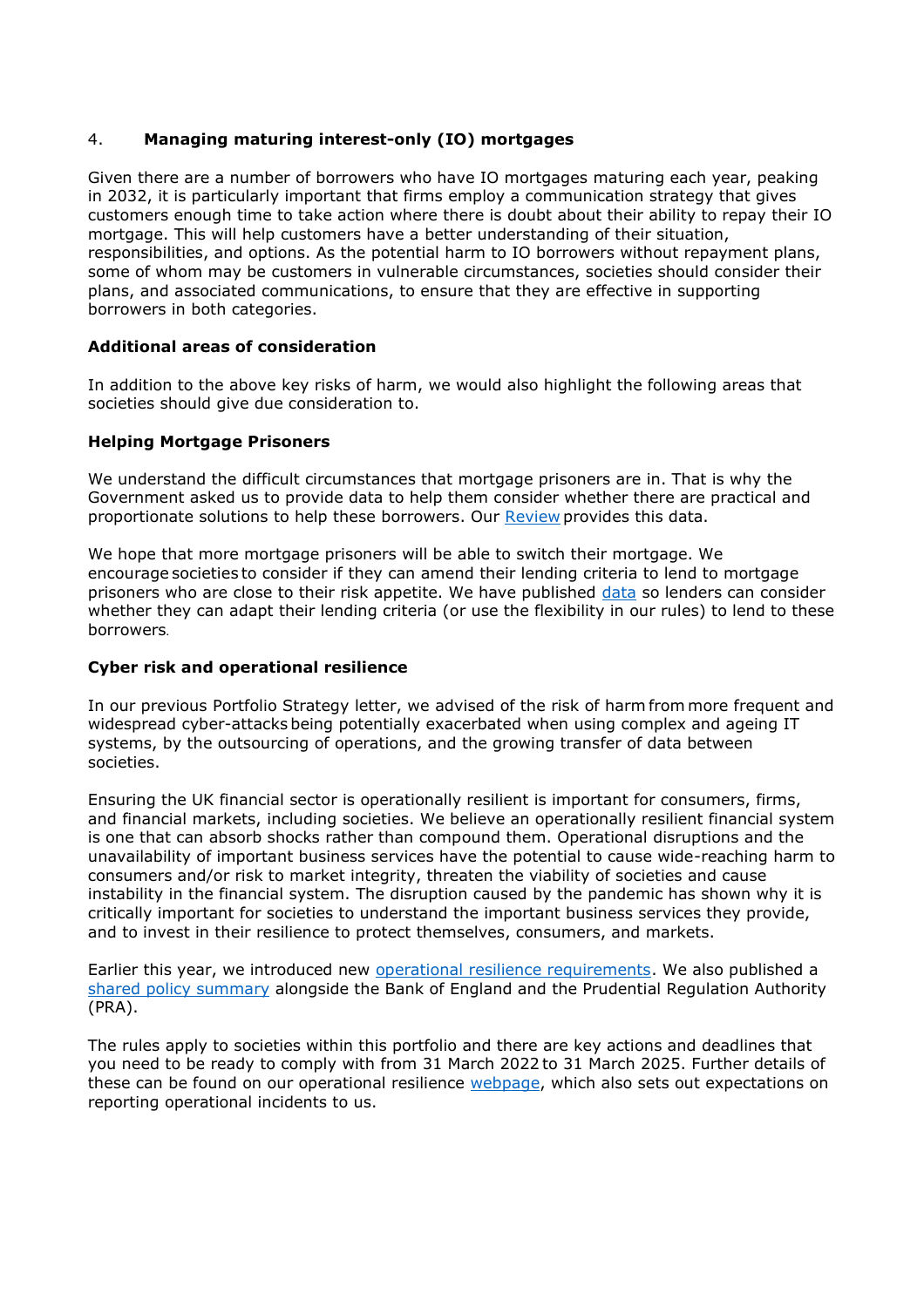4. **Managing maturing interest-only (IO) mortgages**

Given there are a number of borrowers who have IO mortgages maturing each year, peaking in 2032, it is particularly important that firms employ a communication strategy that gives customers enough time to take action where there is doubt about their ability to repay their IO mortgage. This will help customers have a better understanding of their situation, responsibilities, and options. As the potential harm to IO borrowers without repayment plans, some of whom may be customers in vulnerable circumstances, societies should consider their plans, and associated communications, to ensure that they are effective in supporting borrowers in both categories.

**Additional areas of consideration**

In addition to the above key risks of harm, we would also highlight the following areas that societies should give due consideration to.

**Helping Mortgage Prisoners**

We understand the difficult circumstances that mortgage prisoners are in. That is why the Government asked us to provide data to help them consider whether there are practical and proportionate solutions to help these borrowers. Our Review provides this data.

We hope that more mortgage prisoners will be able to switch their mortgage. We encourage societies to consider if they can amend their lending criteria to lend to mortgage prisoners who are close to their risk appetite. We have published data so lenders can consider whether they can adapt their lending criteria (or use the flexibility in our rules) to lend to these borrowers.

**Cyber risk and operational resilience**

In our previous Portfolio Strategy letter, we advised of the risk of harm from more frequent and widespread cyber-attacks being potentially exacerbated when using complex and ageing IT systems, by the outsourcing of operations, and the growing transfer of data between societies.

Ensuring the UK financial sector is operationally resilient is important for consumers, firms, and financial markets, including societies. We believe an operationally resilient financial system is one that can absorb shocks rather than compound them. Operational disruptions and the unavailability of important business services have the potential to cause wide-reaching harm to consumers and/or risk to market integrity, threaten the viability of societies and cause instability in the financial system. The disruption caused by the pandemic has shown why it is critically important for societies to understand the important business services they provide, and to invest in their resilience to protect themselves, consumers, and markets.

Earlier this year, we introduced new operational resilience requirements. We also published a shared policy summary alongside the Bank of England and the Prudential Regulation Authority (PRA).

The rules apply to societies within this portfolio and there are key actions and deadlines that you need to be ready to comply with from 31 March 2022 to 31 March 2025. Further details of these can be found on our operational resilience webpage, which also sets out expectations on reporting operational incidents to us.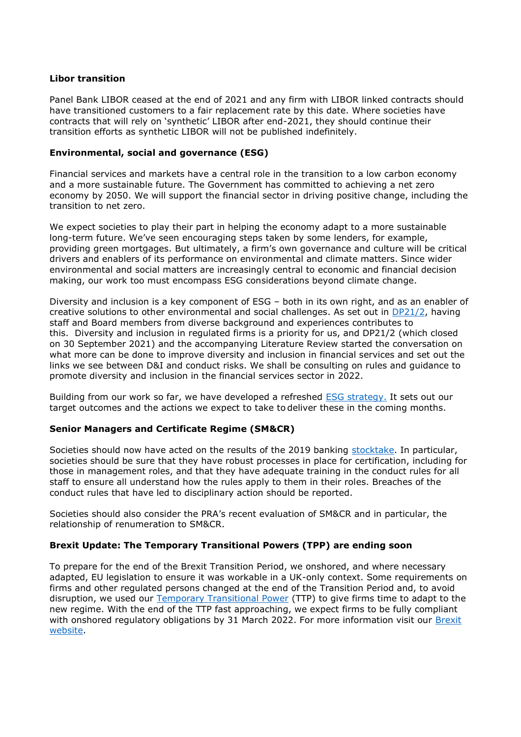**Libor transition**

Panel Bank LIBOR ceased at the end of 2021 and any firm with LIBOR linked contracts should have transitioned customers to a fair replacement rate by this date. Where societies have contracts that will rely on 'synthetic' LIBOR after end-2021, they should continue their transition efforts as synthetic LIBOR will not be published indefinitely.

**Environmental, social and governance (ESG)**

Financial services and markets have a central role in the transition to a low carbon economy and a more sustainable future. The Government has committed to achieving a net zero economy by 2050. We will support the financial sector in driving positive change, including the transition to net zero.

We expect societies to play their part in helping the economy adapt to a more sustainable long-term future. We've seen encouraging steps taken by some lenders, for example, providing green mortgages. But ultimately, a firm's own governance and culture will be critical drivers and enablers of its performance on environmental and climate matters. Since wider environmental and social matters are increasingly central to economic and financial decision making, our work too must encompass ESG considerations beyond climate change.

Diversity and inclusion is a key component of ESG – both in its own right, and as an enabler of creative solutions to other environmental and social challenges. As set out in DP21/2, having staff and Board members from diverse background and experiences contributes to this. Diversity and inclusion in regulated firms is a priority for us, and DP21/2 (which closed on 30 September 2021) and the accompanying Literature Review started the conversation on what more can be done to improve diversity and inclusion in financial services and set out the links we see between D&I and conduct risks. We shall be consulting on rules and guidance to promote diversity and inclusion in the financial services sector in 2022.

Building from our work so far, we have developed a refreshed ESG strategy. It sets out our target outcomes and the actions we expect to take to deliver these in the coming months.

**Senior Managers and Certificate Regime (SM&CR)**

Societies should now have acted on the results of the 2019 banking stocktake. In particular, societies should be sure that they have robust processes in place for certification, including for those in management roles, and that they have adequate training in the conduct rules for all staff to ensure all understand how the rules apply to them in their roles. Breaches of the conduct rules that have led to disciplinary action should be reported.

Societies should also consider the PRA's recent evaluation of SM&CR and in particular, the relationship of renumeration to SM&CR.

**Brexit Update: The Temporary Transitional Powers (TPP) are ending soon**

To prepare for the end of the Brexit Transition Period, we onshored, and where necessary adapted, EU legislation to ensure it was workable in a UK-only context. Some requirements on firms and other regulated persons changed at the end of the Transition Period and, to avoid disruption, we used our Temporary Transitional Power (TTP) to give firms time to adapt to the new regime. With the end of the TTP fast approaching, we expect firms to be fully compliant with onshored regulatory obligations by 31 March 2022. For more information visit our Brexit website.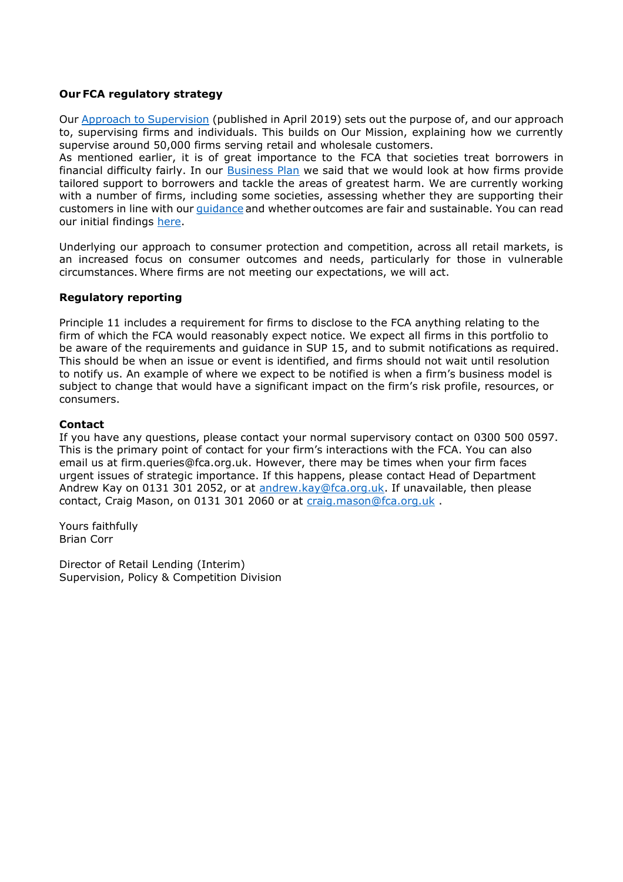**Our FCA regulatory strategy**

Our [Approach to Supervision](Approach to Supervision) (published in April 2019) sets out the purpose of, and our approach to, supervising firms and individuals. This builds on Our Mission, explaining how we currently supervise around 50,000 firms serving retail and wholesale customers.
As mentioned earlier, it is of great importance to the FCA that societies treat borrowers in financial difficulty fairly. In our [Business Plan](Business Plan) we said that we would look at how firms provide tailored support to borrowers and tackle the areas of greatest harm. We are currently working with a number of firms, including some societies, assessing whether they are supporting their customers in line with our [guidance](guidance) and whether outcomes are fair and sustainable. You can read our initial findings [here](here).

Underlying our approach to consumer protection and competition, across all retail markets, is an increased focus on consumer outcomes and needs, particularly for those in vulnerable circumstances. Where firms are not meeting our expectations, we will act.

**Regulatory reporting**

Principle 11 includes a requirement for firms to disclose to the FCA anything relating to the firm of which the FCA would reasonably expect notice. We expect all firms in this portfolio to be aware of the requirements and guidance in SUP 15, and to submit notifications as required. This should be when an issue or event is identified, and firms should not wait until resolution to notify us. An example of where we expect to be notified is when a firm's business model is subject to change that would have a significant impact on the firm's risk profile, resources, or consumers.

**Contact**

If you have any questions, please contact your normal supervisory contact on 0300 500 0597. This is the primary point of contact for your firm's interactions with the FCA. You can also email us at firm.queries@fca.org.uk. However, there may be times when your firm faces urgent issues of strategic importance. If this happens, please contact Head of Department Andrew Kay on 0131 301 2052, or at andrew.kay@fca.org.uk. If unavailable, then please contact, Craig Mason, on 0131 301 2060 or at craig.mason@fca.org.uk .

Yours faithfully
Brian Corr

Director of Retail Lending (Interim)
Supervision, Policy & Competition Division